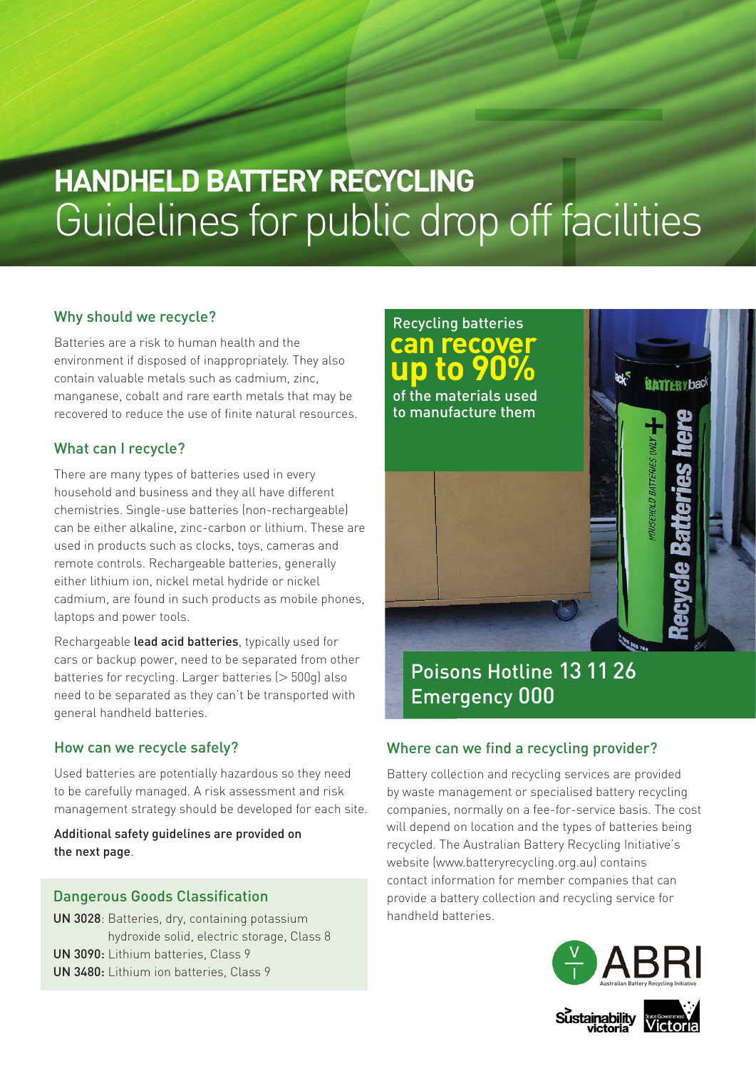# HANDHELD BATTERY RECYCLING
# Guidelines for public drop off facilities

## Why should we recycle?

Batteries are a risk to human health and the environment if disposed of inappropriately. They also contain valuable metals such as cadmium, zinc, manganese, cobalt and rare earth metals that may be recovered to reduce the use of finite natural resources.

## What can I recycle?

There are many types of batteries used in every household and business and they all have different chemistries. Single-use batteries (non-rechargeable) can be either alkaline, zinc-carbon or lithium. These are used in products such as clocks, toys, cameras and remote controls. Rechargeable batteries, generally either lithium ion, nickel metal hydride or nickel cadmium, are found in such products as mobile phones, laptops and power tools.

Rechargeable **lead acid batteries**, typically used for cars or backup power, need to be separated from other batteries for recycling. Larger batteries (> 500g) also need to be separated as they can't be transported with general handheld batteries.

## How can we recycle safely?

Used batteries are potentially hazardous so they need to be carefully managed. A risk assessment and risk management strategy should be developed for each site.

Additional safety guidelines are provided on the next page.

## Dangerous Goods Classification

**UN 3028**: Batteries, dry, containing potassium hydroxide solid, electric storage, Class 8
**UN 3090:** Lithium batteries, Class 9
**UN 3480:** Lithium ion batteries, Class 9

Recycling batteries **can recover up to 90%** of the materials used to manufacture them

Poisons Hotline 13 11 26
Emergency 000

## Where can we find a recycling provider?

Battery collection and recycling services are provided by waste management or specialised battery recycling companies, normally on a fee-for-service basis. The cost will depend on location and the types of batteries being recycled. The Australian Battery Recycling Initiative's website (www.batteryrecycling.org.au) contains contact information for member companies that can provide a battery collection and recycling service for handheld batteries.

ABRI Australian Battery Recycling Initiative

Sustainability Victoria | State Government Victoria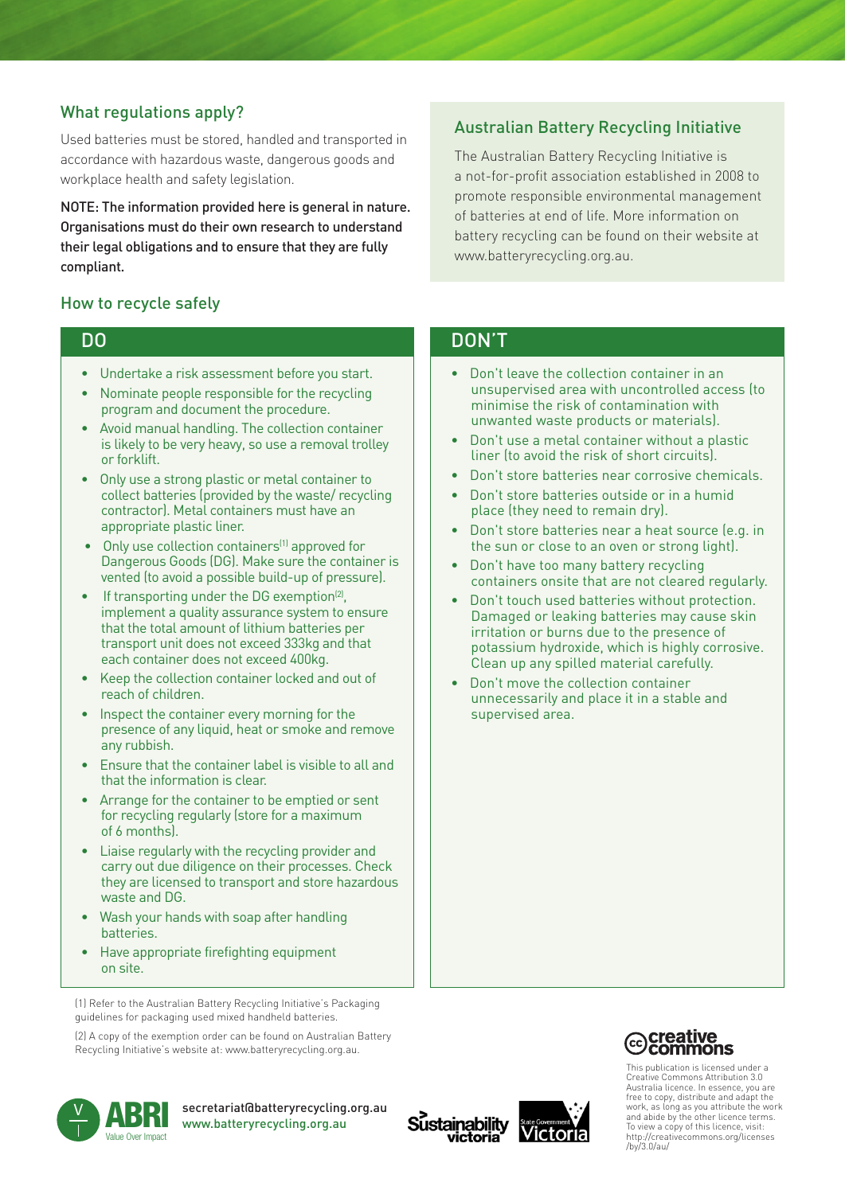## What regulations apply?

Used batteries must be stored, handled and transported in accordance with hazardous waste, dangerous goods and workplace health and safety legislation.

**NOTE: The information provided here is general in nature. Organisations must do their own research to understand their legal obligations and to ensure that they are fully compliant.**

## Australian Battery Recycling Initiative

The Australian Battery Recycling Initiative is a not-for-profit association established in 2008 to promote responsible environmental management of batteries at end of life. More information on battery recycling can be found on their website at www.batteryrecycling.org.au.

## How to recycle safely

### DO

- Undertake a risk assessment before you start.
- Nominate people responsible for the recycling program and document the procedure.
- Avoid manual handling. The collection container is likely to be very heavy, so use a removal trolley or forklift.
- Only use a strong plastic or metal container to collect batteries (provided by the waste/ recycling contractor). Metal containers must have an appropriate plastic liner.
- Only use collection containers[1] approved for Dangerous Goods (DG). Make sure the container is vented (to avoid a possible build-up of pressure).
- If transporting under the DG exemption[2], implement a quality assurance system to ensure that the total amount of lithium batteries per transport unit does not exceed 333kg and that each container does not exceed 400kg.
- Keep the collection container locked and out of reach of children.
- Inspect the container every morning for the presence of any liquid, heat or smoke and remove any rubbish.
- Ensure that the container label is visible to all and that the information is clear.
- Arrange for the container to be emptied or sent for recycling regularly (store for a maximum of 6 months).
- Liaise regularly with the recycling provider and carry out due diligence on their processes. Check they are licensed to transport and store hazardous waste and DG.
- Wash your hands with soap after handling batteries.
- Have appropriate firefighting equipment on site.

### DON'T

- Don't leave the collection container in an unsupervised area with uncontrolled access (to minimise the risk of contamination with unwanted waste products or materials).
- Don't use a metal container without a plastic liner (to avoid the risk of short circuits).
- Don't store batteries near corrosive chemicals.
- Don't store batteries outside or in a humid place (they need to remain dry).
- Don't store batteries near a heat source (e.g. in the sun or close to an oven or strong light).
- Don't have too many battery recycling containers onsite that are not cleared regularly.
- Don't touch used batteries without protection. Damaged or leaking batteries may cause skin irritation or burns due to the presence of potassium hydroxide, which is highly corrosive. Clean up any spilled material carefully.
- Don't move the collection container unnecessarily and place it in a stable and supervised area.

(1) Refer to the Australian Battery Recycling Initiative's Packaging guidelines for packaging used mixed handheld batteries.

(2) A copy of the exemption order can be found on Australian Battery Recycling Initiative's website at: www.batteryrecycling.org.au.

ABRI Value Over Impact

secretariat@batteryrecycling.org.au
www.batteryrecycling.org.au

Sustainability Victoria | State Government Victoria

creative commons

This publication is licensed under a Creative Commons Attribution 3.0 Australia licence. In essence, you are free to copy, distribute and adapt the work, as long as you attribute the work and abide by the other licence terms. To view a copy of this licence, visit: http://creativecommons.org/licenses/by/3.0/au/